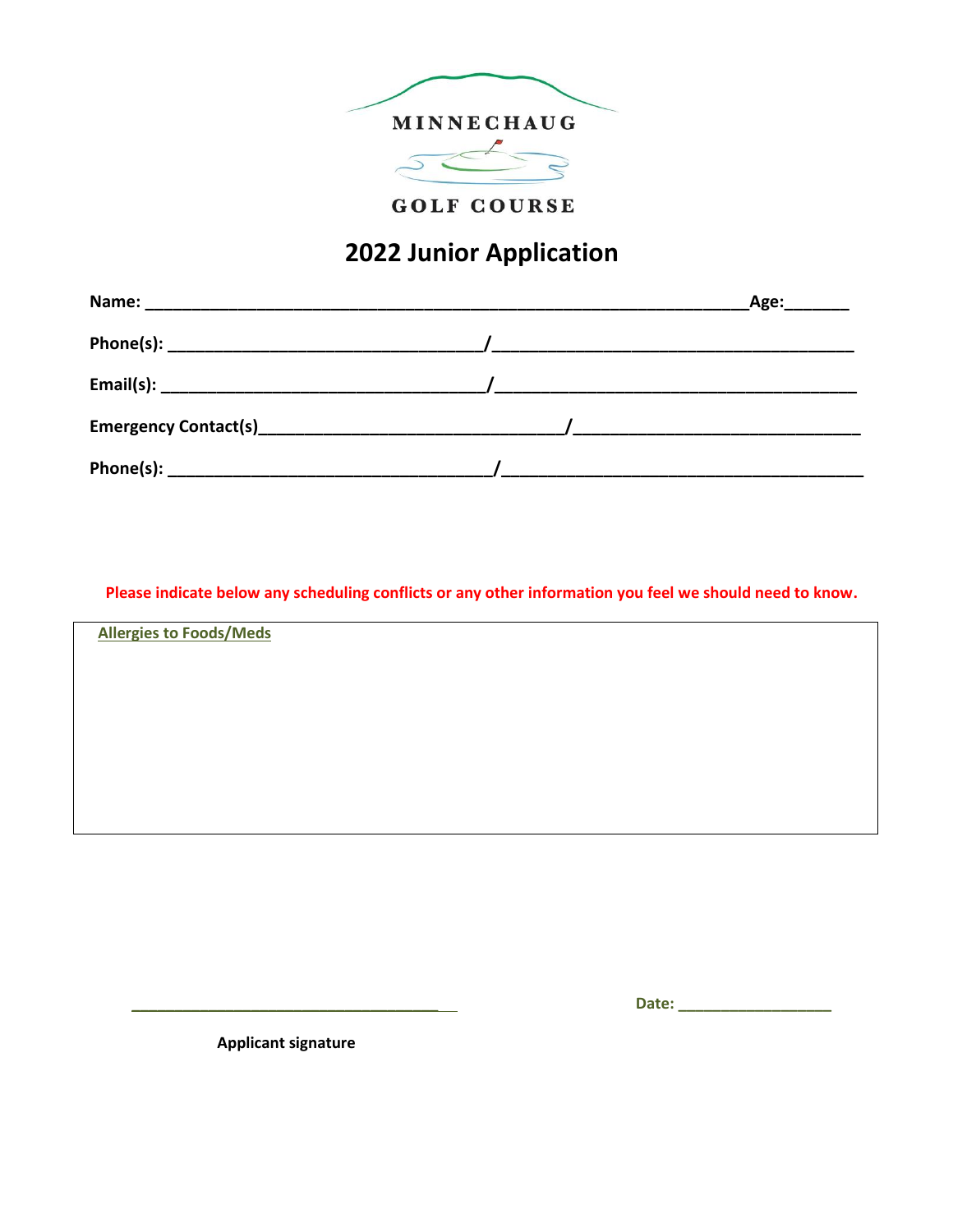MINNECHAUG

GOLF COURSE

# 2022 Junior Application

**Name:** ______________________________________________________________**Age:**_______

**Phone(s):** ________________________________/______________________________________

**Email(s):** ________________________________/______________________________________

**Emergency Contact(s)**______________________________/____________________________

**Phone(s):** __________________________________/______________________________________

**Please indicate below any scheduling conflicts or any other information you feel we should need to know.**

**Allergies to Foods/Meds**

_________________________________________

**Applicant signature**

**Date:** __________________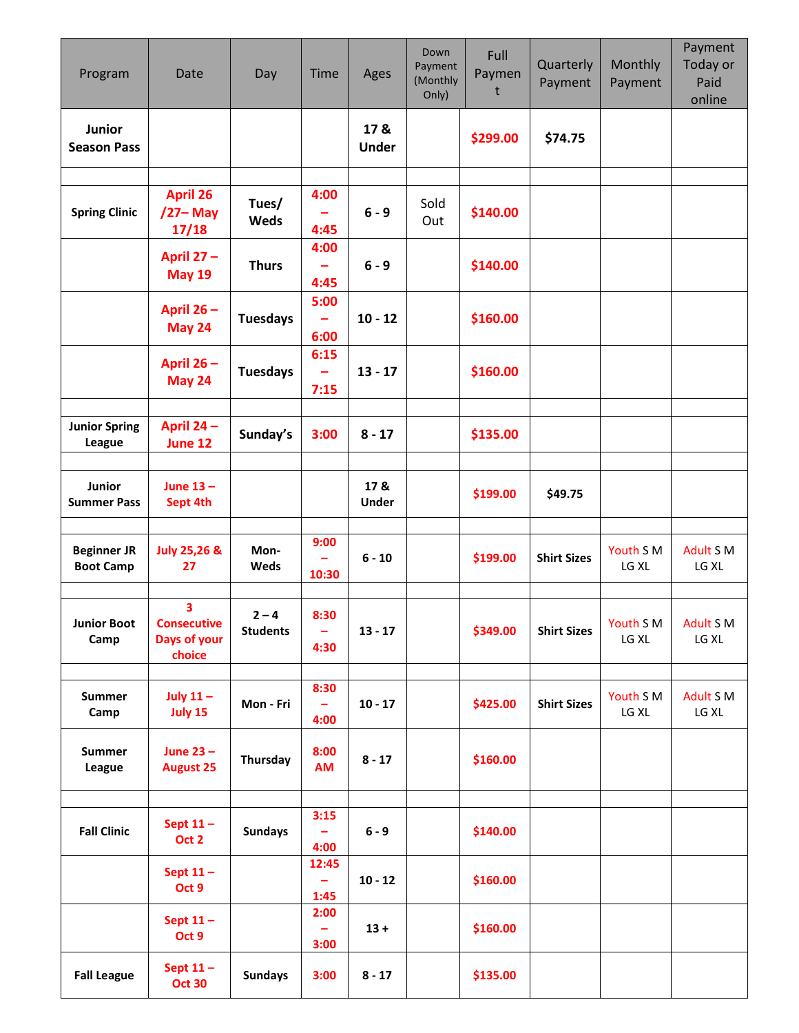| Program | Date | Day | Time | Ages | Down Payment (Monthly Only) | Full Payment | Quarterly Payment | Monthly Payment | Payment Today or Paid online |
|---|---|---|---|---|---|---|---|---|---|
| **Junior Season Pass** | | | | **17 & Under** | | **$299.00** | **$74.75** | | |
| | | | | | | | | | |
| **Spring Clinic** | **April 26 /27– May 17/18** | **Tues/ Weds** | **4:00 – 4:45** | **6 - 9** | Sold Out | **$140.00** | | | |
| | **April 27 – May 19** | **Thurs** | **4:00 – 4:45** | **6 - 9** | | **$140.00** | | | |
| | **April 26 – May 24** | **Tuesdays** | **5:00 – 6:00** | **10 - 12** | | **$160.00** | | | |
| | **April 26 – May 24** | **Tuesdays** | **6:15 – 7:15** | **13 - 17** | | **$160.00** | | | |
| | | | | | | | | | |
| **Junior Spring League** | **April 24 – June 12** | **Sunday's** | **3:00** | **8 - 17** | | **$135.00** | | | |
| | | | | | | | | | |
| **Junior Summer Pass** | **June 13 – Sept 4th** | | | **17 & Under** | | **$199.00** | **$49.75** | | |
| | | | | | | | | | |
| **Beginner JR Boot Camp** | **July 25,26 & 27** | **Mon- Weds** | **9:00 – 10:30** | **6 - 10** | | **$199.00** | **Shirt Sizes** | Youth S M LG XL | Adult S M LG XL |
| | | | | | | | | | |
| **Junior Boot Camp** | **3 Consecutive Days of your choice** | **2 – 4 Students** | **8:30 – 4:30** | **13 - 17** | | **$349.00** | **Shirt Sizes** | Youth S M LG XL | Adult S M LG XL |
| | | | | | | | | | |
| **Summer Camp** | **July 11 – July 15** | **Mon - Fri** | **8:30 – 4:00** | **10 - 17** | | **$425.00** | **Shirt Sizes** | Youth S M LG XL | Adult S M LG XL |
| **Summer League** | **June 23 – August 25** | **Thursday** | **8:00 AM** | **8 - 17** | | **$160.00** | | | |
| | | | | | | | | | |
| **Fall Clinic** | **Sept 11 – Oct 2** | **Sundays** | **3:15 – 4:00** | **6 - 9** | | **$140.00** | | | |
| | **Sept 11 – Oct 9** | | **12:45 – 1:45** | **10 - 12** | | **$160.00** | | | |
| | **Sept 11 – Oct 9** | | **2:00 – 3:00** | **13 +** | | **$160.00** | | | |
| **Fall League** | **Sept 11 – Oct 30** | **Sundays** | **3:00** | **8 - 17** | | **$135.00** | | | |